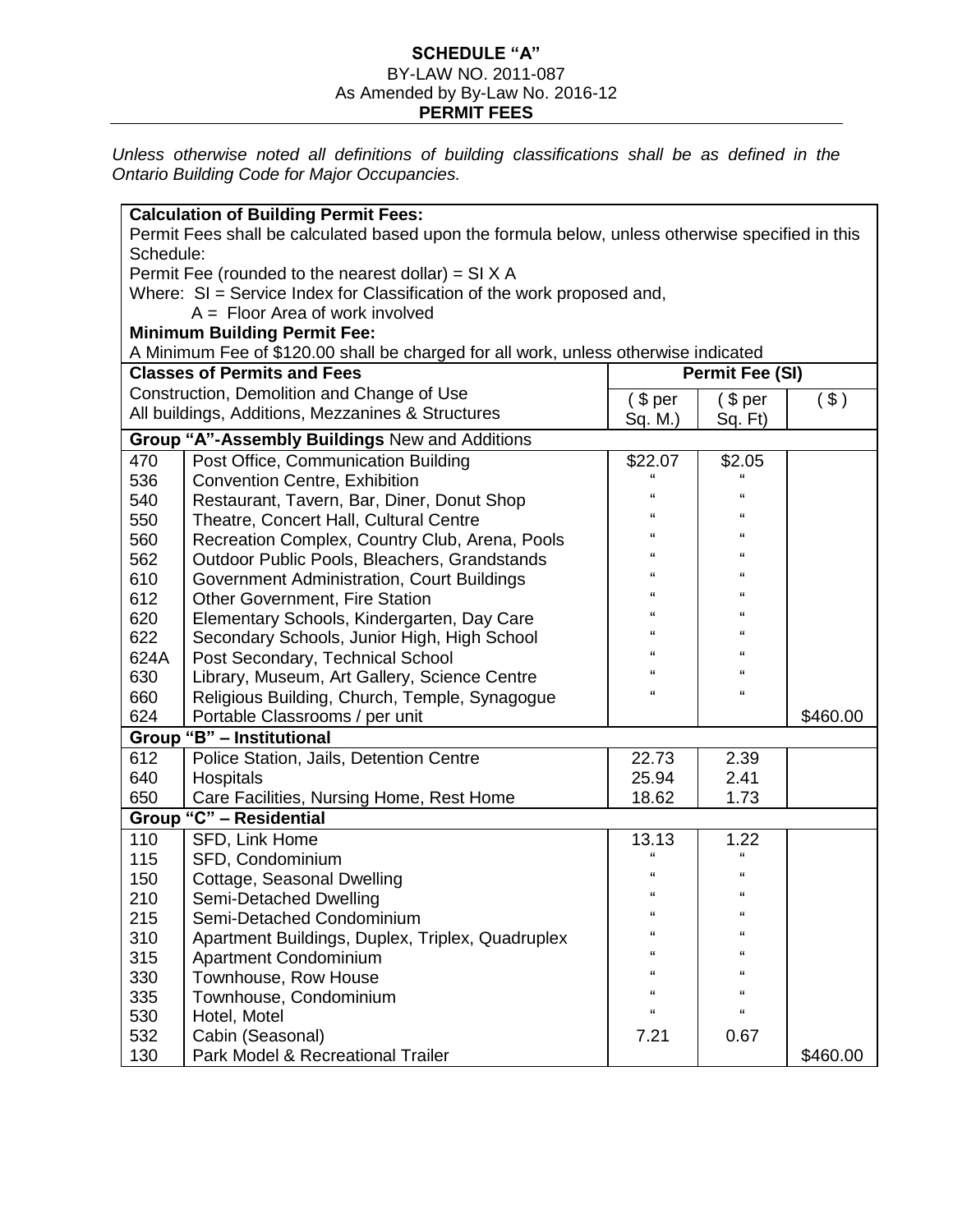**SCHEDULE "A"**
BY-LAW NO. 2011-087
As Amended by By-Law No. 2016-12
**PERMIT FEES**

*Unless otherwise noted all definitions of building classifications shall be as defined in the Ontario Building Code for Major Occupancies.*

**Calculation of Building Permit Fees:**
Permit Fees shall be calculated based upon the formula below, unless otherwise specified in this Schedule:
Permit Fee (rounded to the nearest dollar) = SI X A
Where: SI = Service Index for Classification of the work proposed and,
A = Floor Area of work involved

**Minimum Building Permit Fee:**
A Minimum Fee of $120.00 shall be charged for all work, unless otherwise indicated

| **Classes of Permits and Fees** | | **Permit Fee (SI)** | | |
|---|---|---|---|---|
| Construction, Demolition and Change of Use All buildings, Additions, Mezzanines & Structures | | ( $ per Sq. M.) | ( $ per Sq. Ft) | ( $ ) |
| **Group "A"-Assembly Buildings** New and Additions | | | | |
| 470 | Post Office, Communication Building | $22.07 | $2.05 | |
| 536 | Convention Centre, Exhibition | " | " | |
| 540 | Restaurant, Tavern, Bar, Diner, Donut Shop | " | " | |
| 550 | Theatre, Concert Hall, Cultural Centre | " | " | |
| 560 | Recreation Complex, Country Club, Arena, Pools | " | " | |
| 562 | Outdoor Public Pools, Bleachers, Grandstands | " | " | |
| 610 | Government Administration, Court Buildings | " | " | |
| 612 | Other Government, Fire Station | " | " | |
| 620 | Elementary Schools, Kindergarten, Day Care | " | " | |
| 622 | Secondary Schools, Junior High, High School | " | " | |
| 624A | Post Secondary, Technical School | " | " | |
| 630 | Library, Museum, Art Gallery, Science Centre | " | " | |
| 660 | Religious Building, Church, Temple, Synagogue | " | " | |
| 624 | Portable Classrooms / per unit | | | $460.00 |
| **Group "B" – Institutional** | | | | |
| 612 | Police Station, Jails, Detention Centre | 22.73 | 2.39 | |
| 640 | Hospitals | 25.94 | 2.41 | |
| 650 | Care Facilities, Nursing Home, Rest Home | 18.62 | 1.73 | |
| **Group "C" – Residential** | | | | |
| 110 | SFD, Link Home | 13.13 | 1.22 | |
| 115 | SFD, Condominium | " | " | |
| 150 | Cottage, Seasonal Dwelling | " | " | |
| 210 | Semi-Detached Dwelling | " | " | |
| 215 | Semi-Detached Condominium | " | " | |
| 310 | Apartment Buildings, Duplex, Triplex, Quadruplex | " | " | |
| 315 | Apartment Condominium | " | " | |
| 330 | Townhouse, Row House | " | " | |
| 335 | Townhouse, Condominium | " | " | |
| 530 | Hotel, Motel | " | " | |
| 532 | Cabin (Seasonal) | 7.21 | 0.67 | |
| 130 | Park Model & Recreational Trailer | | | $460.00 |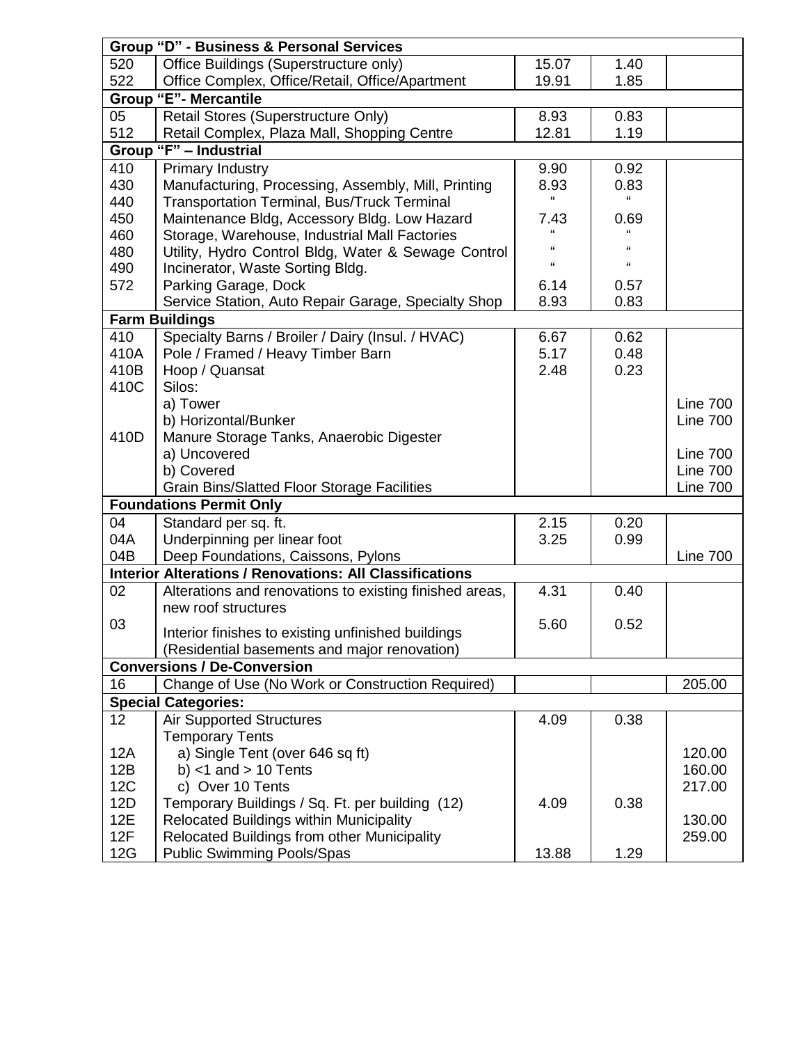| | | | | |
|---|---|---|---|---|
| **Group "D" - Business & Personal Services** | | | | |
| 520 | Office Buildings (Superstructure only) | 15.07 | 1.40 | |
| 522 | Office Complex, Office/Retail, Office/Apartment | 19.91 | 1.85 | |
| **Group "E"- Mercantile** | | | | |
| 05 | Retail Stores (Superstructure Only) | 8.93 | 0.83 | |
| 512 | Retail Complex, Plaza Mall, Shopping Centre | 12.81 | 1.19 | |
| **Group "F" – Industrial** | | | | |
| 410 | Primary Industry | 9.90 | 0.92 | |
| 430 | Manufacturing, Processing, Assembly, Mill, Printing | 8.93 | 0.83 | |
| 440 | Transportation Terminal, Bus/Truck Terminal | " | " | |
| 450 | Maintenance Bldg, Accessory Bldg. Low Hazard | 7.43 | 0.69 | |
| 460 | Storage, Warehouse, Industrial Mall Factories | " | " | |
| 480 | Utility, Hydro Control Bldg, Water & Sewage Control | " | " | |
| 490 | Incinerator, Waste Sorting Bldg. | " | " | |
| 572 | Parking Garage, Dock | 6.14 | 0.57 | |
| | Service Station, Auto Repair Garage, Specialty Shop | 8.93 | 0.83 | |
| **Farm Buildings** | | | | |
| 410 | Specialty Barns / Broiler / Dairy (Insul. / HVAC) | 6.67 | 0.62 | |
| 410A | Pole / Framed / Heavy Timber Barn | 5.17 | 0.48 | |
| 410B | Hoop / Quansat | 2.48 | 0.23 | |
| 410C | Silos: | | | |
| | a) Tower | | | Line 700 |
| | b) Horizontal/Bunker | | | Line 700 |
| 410D | Manure Storage Tanks, Anaerobic Digester | | | |
| | a) Uncovered | | | Line 700 |
| | b) Covered | | | Line 700 |
| | Grain Bins/Slatted Floor Storage Facilities | | | Line 700 |
| **Foundations Permit Only** | | | | |
| 04 | Standard per sq. ft. | 2.15 | 0.20 | |
| 04A | Underpinning per linear foot | 3.25 | 0.99 | |
| 04B | Deep Foundations, Caissons, Pylons | | | Line 700 |
| **Interior Alterations / Renovations: All Classifications** | | | | |
| 02 | Alterations and renovations to existing finished areas, new roof structures | 4.31 | 0.40 | |
| 03 | Interior finishes to existing unfinished buildings (Residential basements and major renovation) | 5.60 | 0.52 | |
| **Conversions / De-Conversion** | | | | |
| 16 | Change of Use (No Work or Construction Required) | | | 205.00 |
| **Special Categories:** | | | | |
| 12 | Air Supported Structures | 4.09 | 0.38 | |
| | Temporary Tents | | | |
| 12A | a) Single Tent (over 646 sq ft) | | | 120.00 |
| 12B | b) <1 and > 10 Tents | | | 160.00 |
| 12C | c) Over 10 Tents | | | 217.00 |
| 12D | Temporary Buildings / Sq. Ft. per building (12) | 4.09 | 0.38 | |
| 12E | Relocated Buildings within Municipality | | | 130.00 |
| 12F | Relocated Buildings from other Municipality | | | 259.00 |
| 12G | Public Swimming Pools/Spas | 13.88 | 1.29 | |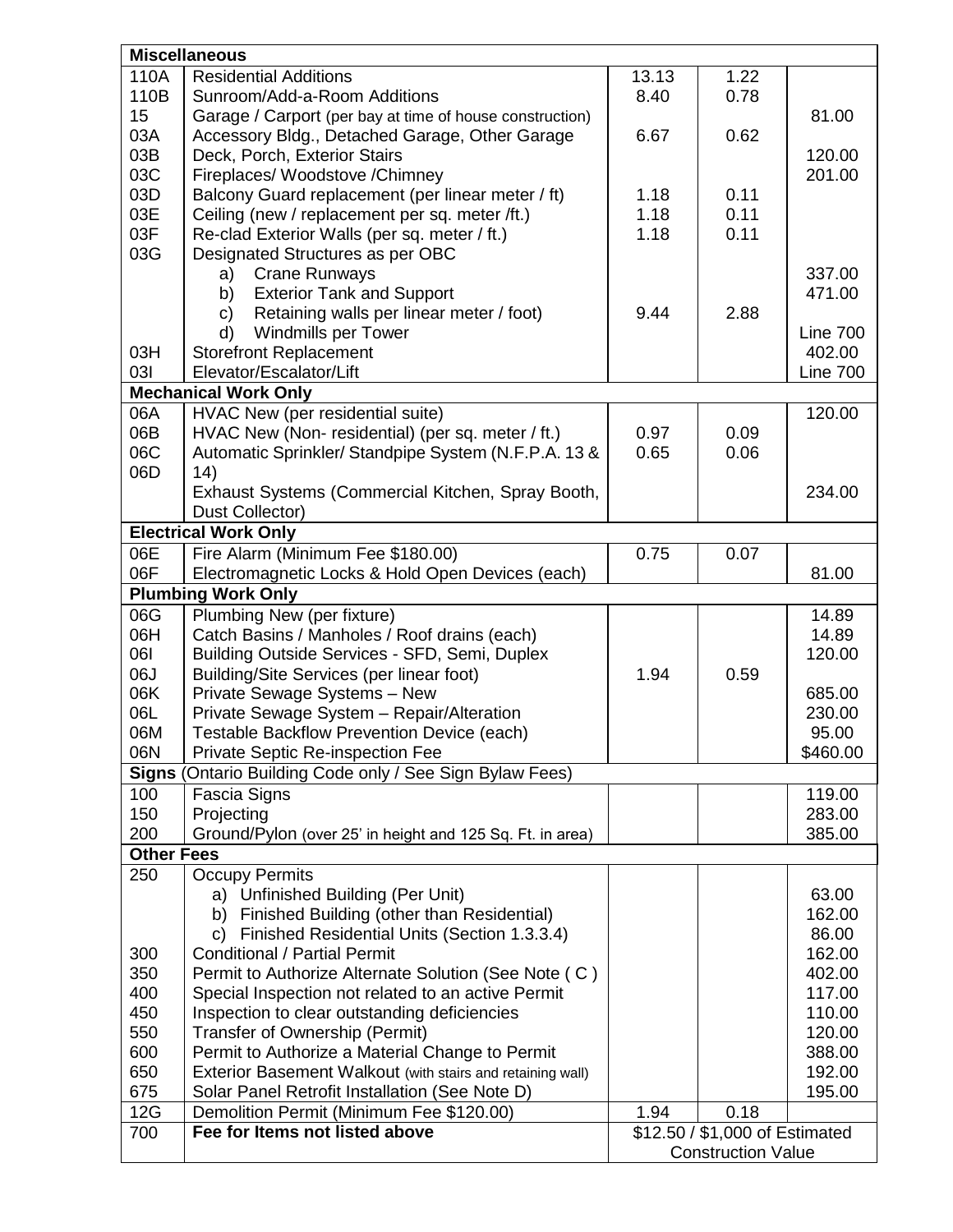| | | | | |
|---|---|---|---|---|
| **Miscellaneous** | | | | |
| 110A | Residential Additions | 13.13 | 1.22 | |
| 110B | Sunroom/Add-a-Room Additions | 8.40 | 0.78 | |
| 15 | Garage / Carport (per bay at time of house construction) | | | 81.00 |
| 03A | Accessory Bldg., Detached Garage, Other Garage | 6.67 | 0.62 | |
| 03B | Deck, Porch, Exterior Stairs | | | 120.00 |
| 03C | Fireplaces/ Woodstove /Chimney | | | 201.00 |
| 03D | Balcony Guard replacement (per linear meter / ft) | 1.18 | 0.11 | |
| 03E | Ceiling (new / replacement per sq. meter /ft.) | 1.18 | 0.11 | |
| 03F | Re-clad Exterior Walls (per sq. meter / ft.) | 1.18 | 0.11 | |
| 03G | Designated Structures as per OBC | | | |
| | a) Crane Runways | | | 337.00 |
| | b) Exterior Tank and Support | | | 471.00 |
| | c) Retaining walls per linear meter / foot) | 9.44 | 2.88 | |
| | d) Windmills per Tower | | | Line 700 |
| 03H | Storefront Replacement | | | 402.00 |
| 03I | Elevator/Escalator/Lift | | | Line 700 |
| **Mechanical Work Only** | | | | |
| 06A | HVAC New (per residential suite) | | | 120.00 |
| 06B | HVAC New (Non- residential) (per sq. meter / ft.) | 0.97 | 0.09 | |
| 06C | Automatic Sprinkler/ Standpipe System (N.F.P.A. 13 & 14) | 0.65 | 0.06 | |
| 06D | Exhaust Systems (Commercial Kitchen, Spray Booth, Dust Collector) | | | 234.00 |
| **Electrical Work Only** | | | | |
| 06E | Fire Alarm (Minimum Fee $180.00) | 0.75 | 0.07 | |
| 06F | Electromagnetic Locks & Hold Open Devices (each) | | | 81.00 |
| **Plumbing Work Only** | | | | |
| 06G | Plumbing New (per fixture) | | | 14.89 |
| 06H | Catch Basins / Manholes / Roof drains (each) | | | 14.89 |
| 06I | Building Outside Services - SFD, Semi, Duplex | | | 120.00 |
| 06J | Building/Site Services (per linear foot) | 1.94 | 0.59 | |
| 06K | Private Sewage Systems – New | | | 685.00 |
| 06L | Private Sewage System – Repair/Alteration | | | 230.00 |
| 06M | Testable Backflow Prevention Device (each) | | | 95.00 |
| 06N | Private Septic Re-inspection Fee | | | $460.00 |
| **Signs** (Ontario Building Code only / See Sign Bylaw Fees) | | | | |
| 100 | Fascia Signs | | | 119.00 |
| 150 | Projecting | | | 283.00 |
| 200 | Ground/Pylon (over 25' in height and 125 Sq. Ft. in area) | | | 385.00 |
| **Other Fees** | | | | |
| 250 | Occupy Permits | | | |
| | a) Unfinished Building (Per Unit) | | | 63.00 |
| | b) Finished Building (other than Residential) | | | 162.00 |
| | c) Finished Residential Units (Section 1.3.3.4) | | | 86.00 |
| 300 | Conditional / Partial Permit | | | 162.00 |
| 350 | Permit to Authorize Alternate Solution (See Note ( C ) | | | 402.00 |
| 400 | Special Inspection not related to an active Permit | | | 117.00 |
| 450 | Inspection to clear outstanding deficiencies | | | 110.00 |
| 550 | Transfer of Ownership (Permit) | | | 120.00 |
| 600 | Permit to Authorize a Material Change to Permit | | | 388.00 |
| 650 | Exterior Basement Walkout (with stairs and retaining wall) | | | 192.00 |
| 675 | Solar Panel Retrofit Installation (See Note D) | | | 195.00 |
| 12G | Demolition Permit (Minimum Fee $120.00) | 1.94 | 0.18 | |
| 700 | **Fee for Items not listed above** | $12.50 / $1,000 of Estimated Construction Value | | |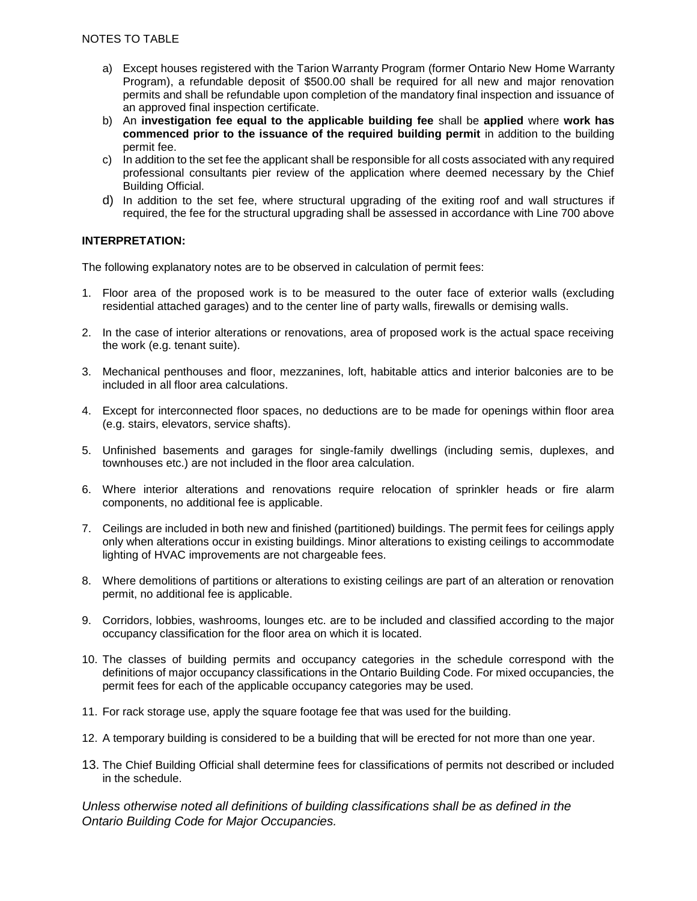NOTES TO TABLE

a) Except houses registered with the Tarion Warranty Program (former Ontario New Home Warranty Program), a refundable deposit of $500.00 shall be required for all new and major renovation permits and shall be refundable upon completion of the mandatory final inspection and issuance of an approved final inspection certificate.

b) An **investigation fee equal to the applicable building fee** shall be **applied** where **work has commenced prior to the issuance of the required building permit** in addition to the building permit fee.

c) In addition to the set fee the applicant shall be responsible for all costs associated with any required professional consultants pier review of the application where deemed necessary by the Chief Building Official.

d) In addition to the set fee, where structural upgrading of the exiting roof and wall structures if required, the fee for the structural upgrading shall be assessed in accordance with Line 700 above

**INTERPRETATION:**

The following explanatory notes are to be observed in calculation of permit fees:

1. Floor area of the proposed work is to be measured to the outer face of exterior walls (excluding residential attached garages) and to the center line of party walls, firewalls or demising walls.

2. In the case of interior alterations or renovations, area of proposed work is the actual space receiving the work (e.g. tenant suite).

3. Mechanical penthouses and floor, mezzanines, loft, habitable attics and interior balconies are to be included in all floor area calculations.

4. Except for interconnected floor spaces, no deductions are to be made for openings within floor area (e.g. stairs, elevators, service shafts).

5. Unfinished basements and garages for single-family dwellings (including semis, duplexes, and townhouses etc.) are not included in the floor area calculation.

6. Where interior alterations and renovations require relocation of sprinkler heads or fire alarm components, no additional fee is applicable.

7. Ceilings are included in both new and finished (partitioned) buildings. The permit fees for ceilings apply only when alterations occur in existing buildings. Minor alterations to existing ceilings to accommodate lighting of HVAC improvements are not chargeable fees.

8. Where demolitions of partitions or alterations to existing ceilings are part of an alteration or renovation permit, no additional fee is applicable.

9. Corridors, lobbies, washrooms, lounges etc. are to be included and classified according to the major occupancy classification for the floor area on which it is located.

10. The classes of building permits and occupancy categories in the schedule correspond with the definitions of major occupancy classifications in the Ontario Building Code. For mixed occupancies, the permit fees for each of the applicable occupancy categories may be used.

11. For rack storage use, apply the square footage fee that was used for the building.

12. A temporary building is considered to be a building that will be erected for not more than one year.

13. The Chief Building Official shall determine fees for classifications of permits not described or included in the schedule.

*Unless otherwise noted all definitions of building classifications shall be as defined in the Ontario Building Code for Major Occupancies.*